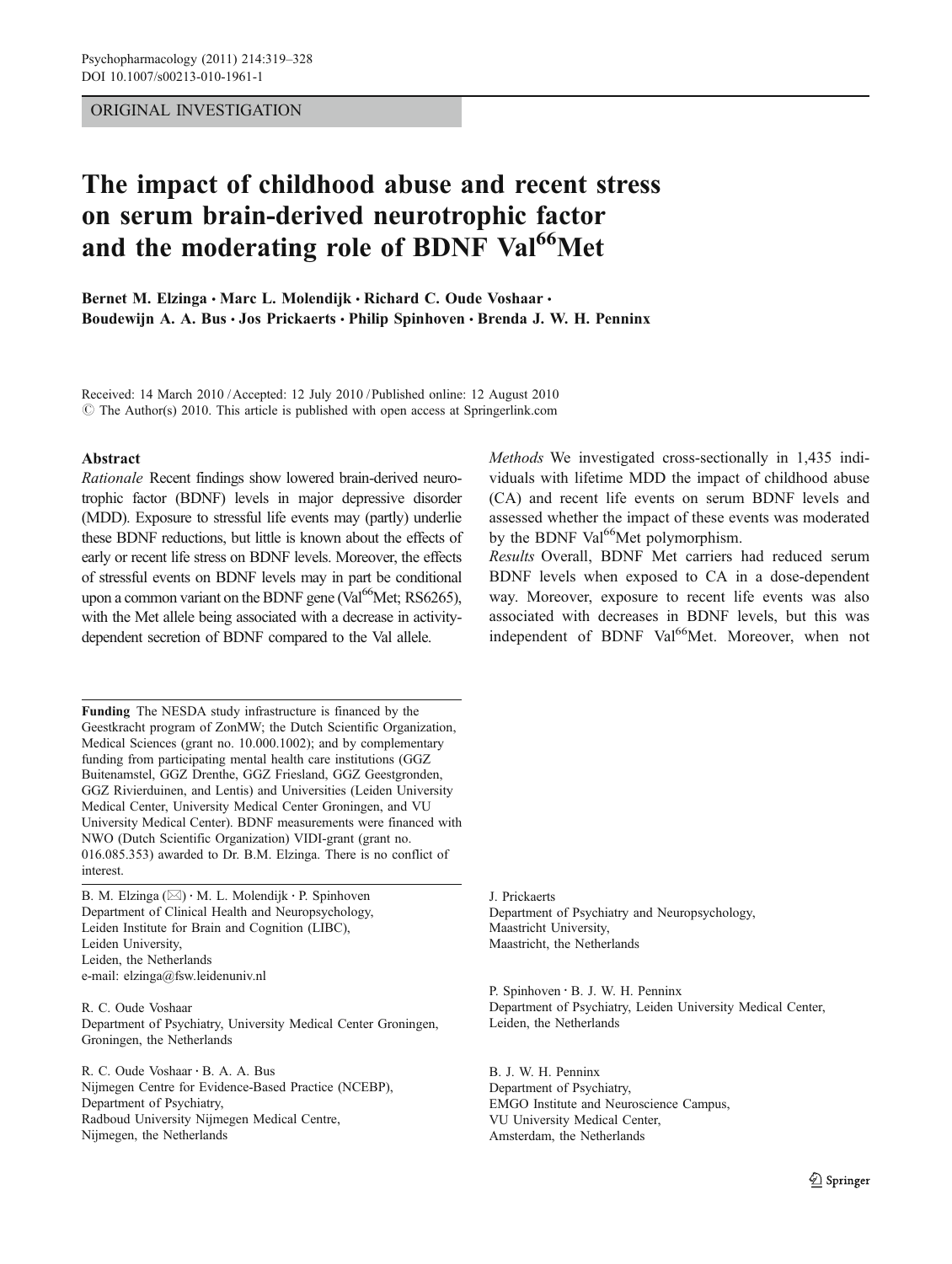ORIGINAL INVESTIGATION

# The impact of childhood abuse and recent stress on serum brain-derived neurotrophic factor and the moderating role of BDNF Val$^{66}$Met

**Bernet M. Elzinga · Marc L. Molendijk · Richard C. Oude Voshaar · Boudewijn A. A. Bus · Jos Prickaerts · Philip Spinhoven · Brenda J. W. H. Penninx**

Received: 14 March 2010 / Accepted: 12 July 2010 / Published online: 12 August 2010
© The Author(s) 2010. This article is published with open access at Springerlink.com

## Abstract

*Rationale* Recent findings show lowered brain-derived neurotrophic factor (BDNF) levels in major depressive disorder (MDD). Exposure to stressful life events may (partly) underlie these BDNF reductions, but little is known about the effects of early or recent life stress on BDNF levels. Moreover, the effects of stressful events on BDNF levels may in part be conditional upon a common variant on the BDNF gene (Val$^{66}$Met; RS6265), with the Met allele being associated with a decrease in activity-dependent secretion of BDNF compared to the Val allele.

*Methods* We investigated cross-sectionally in 1,435 individuals with lifetime MDD the impact of childhood abuse (CA) and recent life events on serum BDNF levels and assessed whether the impact of these events was moderated by the BDNF Val$^{66}$Met polymorphism.

*Results* Overall, BDNF Met carriers had reduced serum BDNF levels when exposed to CA in a dose-dependent way. Moreover, exposure to recent life events was also associated with decreases in BDNF levels, but this was independent of BDNF Val$^{66}$Met. Moreover, when not

**Funding** The NESDA study infrastructure is financed by the Geestkracht program of ZonMW; the Dutch Scientific Organization, Medical Sciences (grant no. 10.000.1002); and by complementary funding from participating mental health care institutions (GGZ Buitenamstel, GGZ Drenthe, GGZ Friesland, GGZ Geestgronden, GGZ Rivierduinen, and Lentis) and Universities (Leiden University Medical Center, University Medical Center Groningen, and VU University Medical Center). BDNF measurements were financed with NWO (Dutch Scientific Organization) VIDI-grant (grant no. 016.085.353) awarded to Dr. B.M. Elzinga. There is no conflict of interest.

B. M. Elzinga (✉) · M. L. Molendijk · P. Spinhoven
Department of Clinical Health and Neuropsychology,
Leiden Institute for Brain and Cognition (LIBC),
Leiden University,
Leiden, the Netherlands
e-mail: elzinga@fsw.leidenuniv.nl

R. C. Oude Voshaar
Department of Psychiatry, University Medical Center Groningen,
Groningen, the Netherlands

R. C. Oude Voshaar · B. A. A. Bus
Nijmegen Centre for Evidence-Based Practice (NCEBP),
Department of Psychiatry,
Radboud University Nijmegen Medical Centre,
Nijmegen, the Netherlands

J. Prickaerts
Department of Psychiatry and Neuropsychology,
Maastricht University,
Maastricht, the Netherlands

P. Spinhoven · B. J. W. H. Penninx
Department of Psychiatry, Leiden University Medical Center,
Leiden, the Netherlands

B. J. W. H. Penninx
Department of Psychiatry,
EMGO Institute and Neuroscience Campus,
VU University Medical Center,
Amsterdam, the Netherlands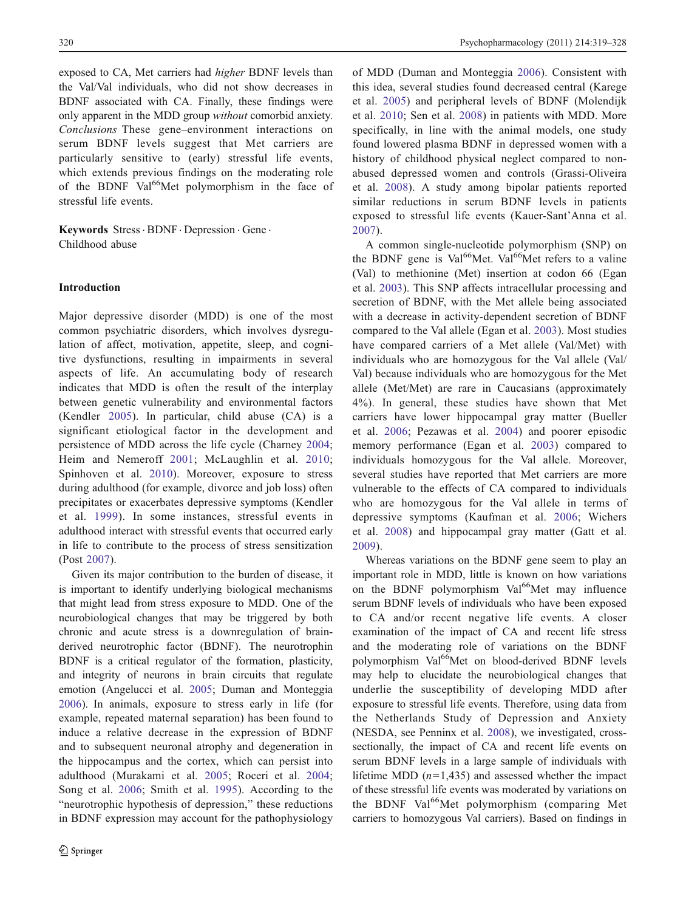exposed to CA, Met carriers had *higher* BDNF levels than the Val/Val individuals, who did not show decreases in BDNF associated with CA. Finally, these findings were only apparent in the MDD group *without* comorbid anxiety. *Conclusions* These gene–environment interactions on serum BDNF levels suggest that Met carriers are particularly sensitive to (early) stressful life events, which extends previous findings on the moderating role of the BDNF Val[66]Met polymorphism in the face of stressful life events.

**Keywords** Stress · BDNF · Depression · Gene · Childhood abuse

## Introduction

Major depressive disorder (MDD) is one of the most common psychiatric disorders, which involves dysregulation of affect, motivation, appetite, sleep, and cognitive dysfunctions, resulting in impairments in several aspects of life. An accumulating body of research indicates that MDD is often the result of the interplay between genetic vulnerability and environmental factors (Kendler 2005). In particular, child abuse (CA) is a significant etiological factor in the development and persistence of MDD across the life cycle (Charney 2004; Heim and Nemeroff 2001; McLaughlin et al. 2010; Spinhoven et al. 2010). Moreover, exposure to stress during adulthood (for example, divorce and job loss) often precipitates or exacerbates depressive symptoms (Kendler et al. 1999). In some instances, stressful events in adulthood interact with stressful events that occurred early in life to contribute to the process of stress sensitization (Post 2007).

Given its major contribution to the burden of disease, it is important to identify underlying biological mechanisms that might lead from stress exposure to MDD. One of the neurobiological changes that may be triggered by both chronic and acute stress is a downregulation of brain-derived neurotrophic factor (BDNF). The neurotrophin BDNF is a critical regulator of the formation, plasticity, and integrity of neurons in brain circuits that regulate emotion (Angelucci et al. 2005; Duman and Monteggia 2006). In animals, exposure to stress early in life (for example, repeated maternal separation) has been found to induce a relative decrease in the expression of BDNF and to subsequent neuronal atrophy and degeneration in the hippocampus and the cortex, which can persist into adulthood (Murakami et al. 2005; Roceri et al. 2004; Song et al. 2006; Smith et al. 1995). According to the "neurotrophic hypothesis of depression," these reductions in BDNF expression may account for the pathophysiology of MDD (Duman and Monteggia 2006). Consistent with this idea, several studies found decreased central (Karege et al. 2005) and peripheral levels of BDNF (Molendijk et al. 2010; Sen et al. 2008) in patients with MDD. More specifically, in line with the animal models, one study found lowered plasma BDNF in depressed women with a history of childhood physical neglect compared to non-abused depressed women and controls (Grassi-Oliveira et al. 2008). A study among bipolar patients reported similar reductions in serum BDNF levels in patients exposed to stressful life events (Kauer-Sant'Anna et al. 2007).

A common single-nucleotide polymorphism (SNP) on the BDNF gene is Val[66]Met. Val[66]Met refers to a valine (Val) to methionine (Met) insertion at codon 66 (Egan et al. 2003). This SNP affects intracellular processing and secretion of BDNF, with the Met allele being associated with a decrease in activity-dependent secretion of BDNF compared to the Val allele (Egan et al. 2003). Most studies have compared carriers of a Met allele (Val/Met) with individuals who are homozygous for the Val allele (Val/Val) because individuals who are homozygous for the Met allele (Met/Met) are rare in Caucasians (approximately 4%). In general, these studies have shown that Met carriers have lower hippocampal gray matter (Bueller et al. 2006; Pezawas et al. 2004) and poorer episodic memory performance (Egan et al. 2003) compared to individuals homozygous for the Val allele. Moreover, several studies have reported that Met carriers are more vulnerable to the effects of CA compared to individuals who are homozygous for the Val allele in terms of depressive symptoms (Kaufman et al. 2006; Wichers et al. 2008) and hippocampal gray matter (Gatt et al. 2009).

Whereas variations on the BDNF gene seem to play an important role in MDD, little is known on how variations on the BDNF polymorphism Val[66]Met may influence serum BDNF levels of individuals who have been exposed to CA and/or recent negative life events. A closer examination of the impact of CA and recent life stress and the moderating role of variations on the BDNF polymorphism Val[66]Met on blood-derived BDNF levels may help to elucidate the neurobiological changes that underlie the susceptibility of developing MDD after exposure to stressful life events. Therefore, using data from the Netherlands Study of Depression and Anxiety (NESDA, see Penninx et al. 2008), we investigated, cross-sectionally, the impact of CA and recent life events on serum BDNF levels in a large sample of individuals with lifetime MDD ($n$=1,435) and assessed whether the impact of these stressful life events was moderated by variations on the BDNF Val[66]Met polymorphism (comparing Met carriers to homozygous Val carriers). Based on findings in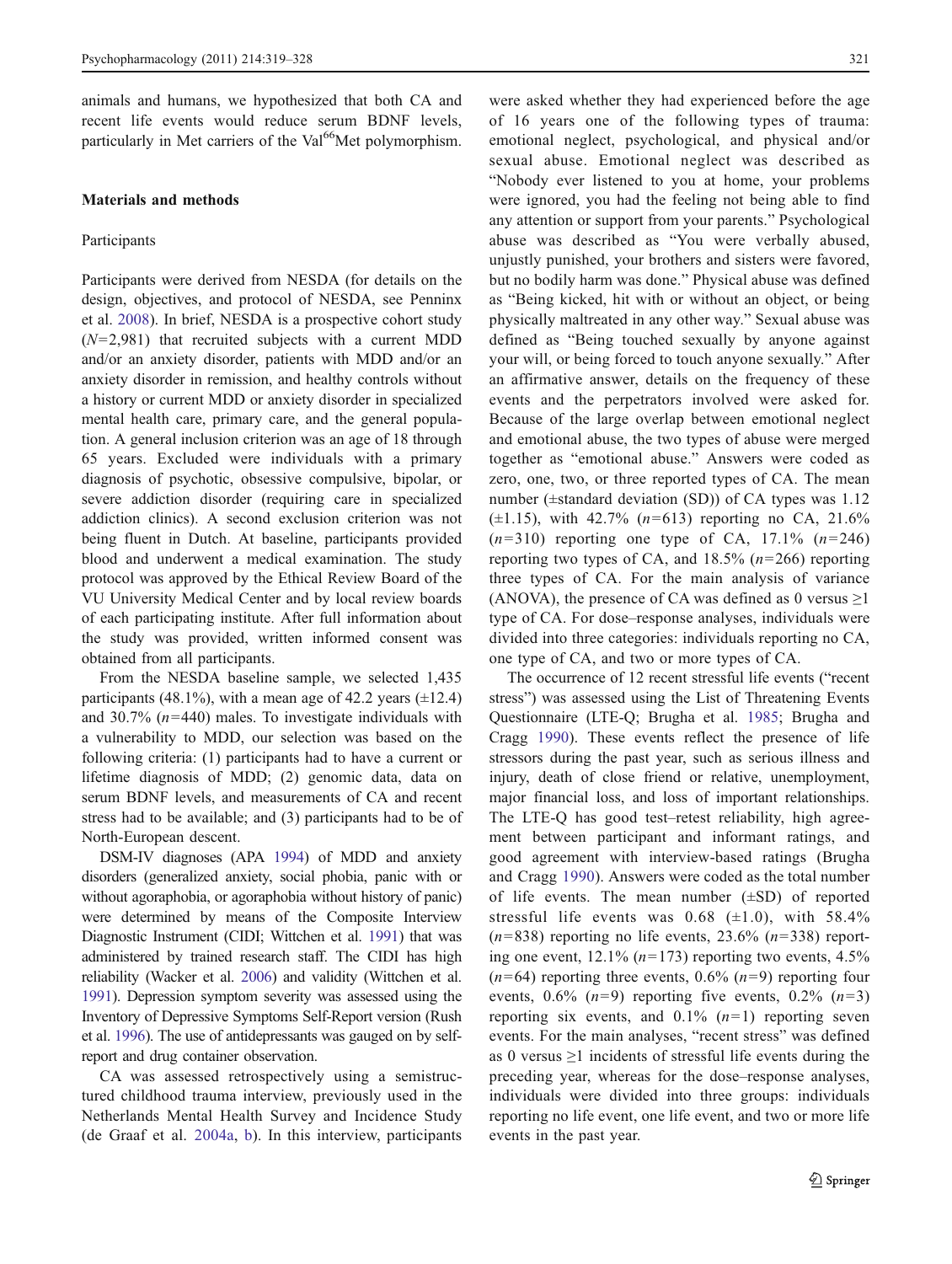animals and humans, we hypothesized that both CA and recent life events would reduce serum BDNF levels, particularly in Met carriers of the Val[66]Met polymorphism.

## Materials and methods

### Participants

Participants were derived from NESDA (for details on the design, objectives, and protocol of NESDA, see Penninx et al. 2008). In brief, NESDA is a prospective cohort study ($N$=2,981) that recruited subjects with a current MDD and/or an anxiety disorder, patients with MDD and/or an anxiety disorder in remission, and healthy controls without a history or current MDD or anxiety disorder in specialized mental health care, primary care, and the general population. A general inclusion criterion was an age of 18 through 65 years. Excluded were individuals with a primary diagnosis of psychotic, obsessive compulsive, bipolar, or severe addiction disorder (requiring care in specialized addiction clinics). A second exclusion criterion was not being fluent in Dutch. At baseline, participants provided blood and underwent a medical examination. The study protocol was approved by the Ethical Review Board of the VU University Medical Center and by local review boards of each participating institute. After full information about the study was provided, written informed consent was obtained from all participants.

From the NESDA baseline sample, we selected 1,435 participants (48.1%), with a mean age of 42.2 years (±12.4) and 30.7% ($n$=440) males. To investigate individuals with a vulnerability to MDD, our selection was based on the following criteria: (1) participants had to have a current or lifetime diagnosis of MDD; (2) genomic data, data on serum BDNF levels, and measurements of CA and recent stress had to be available; and (3) participants had to be of North-European descent.

DSM-IV diagnoses (APA 1994) of MDD and anxiety disorders (generalized anxiety, social phobia, panic with or without agoraphobia, or agoraphobia without history of panic) were determined by means of the Composite Interview Diagnostic Instrument (CIDI; Wittchen et al. 1991) that was administered by trained research staff. The CIDI has high reliability (Wacker et al. 2006) and validity (Wittchen et al. 1991). Depression symptom severity was assessed using the Inventory of Depressive Symptoms Self-Report version (Rush et al. 1996). The use of antidepressants was gauged on by self-report and drug container observation.

CA was assessed retrospectively using a semistructured childhood trauma interview, previously used in the Netherlands Mental Health Survey and Incidence Study (de Graaf et al. 2004a, b). In this interview, participants were asked whether they had experienced before the age of 16 years one of the following types of trauma: emotional neglect, psychological, and physical and/or sexual abuse. Emotional neglect was described as "Nobody ever listened to you at home, your problems were ignored, you had the feeling not being able to find any attention or support from your parents." Psychological abuse was described as "You were verbally abused, unjustly punished, your brothers and sisters were favored, but no bodily harm was done." Physical abuse was defined as "Being kicked, hit with or without an object, or being physically maltreated in any other way." Sexual abuse was defined as "Being touched sexually by anyone against your will, or being forced to touch anyone sexually." After an affirmative answer, details on the frequency of these events and the perpetrators involved were asked for. Because of the large overlap between emotional neglect and emotional abuse, the two types of abuse were merged together as "emotional abuse." Answers were coded as zero, one, two, or three reported types of CA. The mean number (±standard deviation (SD)) of CA types was 1.12 (±1.15), with 42.7% ($n$=613) reporting no CA, 21.6% ($n$=310) reporting one type of CA, 17.1% ($n$=246) reporting two types of CA, and 18.5% ($n$=266) reporting three types of CA. For the main analysis of variance (ANOVA), the presence of CA was defined as 0 versus ≥1 type of CA. For dose–response analyses, individuals were divided into three categories: individuals reporting no CA, one type of CA, and two or more types of CA.

The occurrence of 12 recent stressful life events ("recent stress") was assessed using the List of Threatening Events Questionnaire (LTE-Q; Brugha et al. 1985; Brugha and Cragg 1990). These events reflect the presence of life stressors during the past year, such as serious illness and injury, death of close friend or relative, unemployment, major financial loss, and loss of important relationships. The LTE-Q has good test–retest reliability, high agreement between participant and informant ratings, and good agreement with interview-based ratings (Brugha and Cragg 1990). Answers were coded as the total number of life events. The mean number (±SD) of reported stressful life events was 0.68 (±1.0), with 58.4% ($n$=838) reporting no life events, 23.6% ($n$=338) reporting one event, 12.1% ($n$=173) reporting two events, 4.5% ($n$=64) reporting three events, 0.6% ($n$=9) reporting four events, 0.6% ($n$=9) reporting five events, 0.2% ($n$=3) reporting six events, and 0.1% ($n$=1) reporting seven events. For the main analyses, "recent stress" was defined as 0 versus ≥1 incidents of stressful life events during the preceding year, whereas for the dose–response analyses, individuals were divided into three groups: individuals reporting no life event, one life event, and two or more life events in the past year.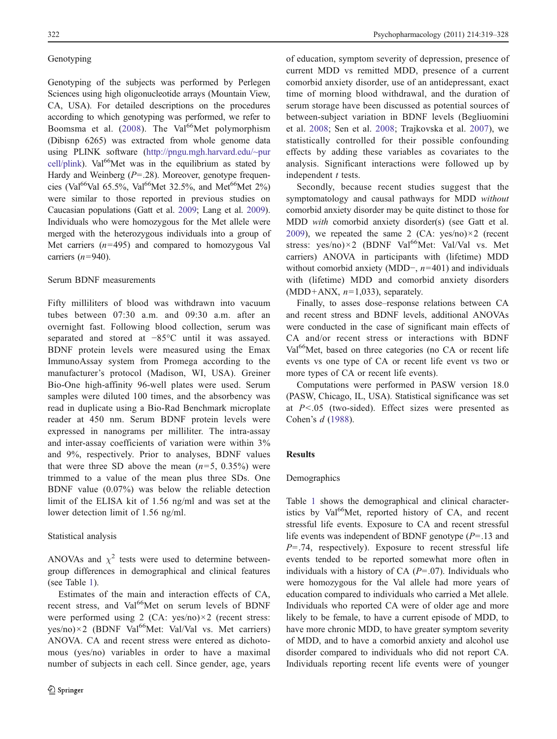### Genotyping

Genotyping of the subjects was performed by Perlegen Sciences using high oligonucleotide arrays (Mountain View, CA, USA). For detailed descriptions on the procedures according to which genotyping was performed, we refer to Boomsma et al. (2008). The Val[66]Met polymorphism (Dibisnp 6265) was extracted from whole genome data using PLINK software (http://pngu.mgh.harvard.edu/~purcell/plink). Val[66]Met was in the equilibrium as stated by Hardy and Weinberg ($P$=.28). Moreover, genotype frequencies (Val[66]Val 65.5%, Val[66]Met 32.5%, and Met[66]Met 2%) were similar to those reported in previous studies on Caucasian populations (Gatt et al. 2009; Lang et al. 2009). Individuals who were homozygous for the Met allele were merged with the heterozygous individuals into a group of Met carriers ($n$=495) and compared to homozygous Val carriers ($n$=940).

### Serum BDNF measurements

Fifty milliliters of blood was withdrawn into vacuum tubes between 07:30 a.m. and 09:30 a.m. after an overnight fast. Following blood collection, serum was separated and stored at −85°C until it was assayed. BDNF protein levels were measured using the Emax ImmunoAssay system from Promega according to the manufacturer's protocol (Madison, WI, USA). Greiner Bio-One high-affinity 96-well plates were used. Serum samples were diluted 100 times, and the absorbency was read in duplicate using a Bio-Rad Benchmark microplate reader at 450 nm. Serum BDNF protein levels were expressed in nanograms per milliliter. The intra-assay and inter-assay coefficients of variation were within 3% and 9%, respectively. Prior to analyses, BDNF values that were three SD above the mean ($n$=5, 0.35%) were trimmed to a value of the mean plus three SDs. One BDNF value (0.07%) was below the reliable detection limit of the ELISA kit of 1.56 ng/ml and was set at the lower detection limit of 1.56 ng/ml.

### Statistical analysis

ANOVAs and $\chi^2$ tests were used to determine between-group differences in demographical and clinical features (see Table 1).

Estimates of the main and interaction effects of CA, recent stress, and Val[66]Met on serum levels of BDNF were performed using 2 (CA: yes/no)×2 (recent stress: yes/no)×2 (BDNF Val[66]Met: Val/Val vs. Met carriers) ANOVA. CA and recent stress were entered as dichotomous (yes/no) variables in order to have a maximal number of subjects in each cell. Since gender, age, years of education, symptom severity of depression, presence of current MDD vs remitted MDD, presence of a current comorbid anxiety disorder, use of an antidepressant, exact time of morning blood withdrawal, and the duration of serum storage have been discussed as potential sources of between-subject variation in BDNF levels (Begliuomini et al. 2008; Sen et al. 2008; Trajkovska et al. 2007), we statistically controlled for their possible confounding effects by adding these variables as covariates to the analysis. Significant interactions were followed up by independent $t$ tests.

Secondly, because recent studies suggest that the symptomatology and causal pathways for MDD *without* comorbid anxiety disorder may be quite distinct to those for MDD *with* comorbid anxiety disorder(s) (see Gatt et al. 2009), we repeated the same 2 (CA: yes/no)×2 (recent stress: yes/no)×2 (BDNF Val[66]Met: Val/Val vs. Met carriers) ANOVA in participants with (lifetime) MDD without comorbid anxiety (MDD−, $n$=401) and individuals with (lifetime) MDD and comorbid anxiety disorders (MDD+ANX, $n$=1,033), separately.

Finally, to asses dose–response relations between CA and recent stress and BDNF levels, additional ANOVAs were conducted in the case of significant main effects of CA and/or recent stress or interactions with BDNF Val[66]Met, based on three categories (no CA or recent life events vs one type of CA or recent life event vs two or more types of CA or recent life events).

Computations were performed in PASW version 18.0 (PASW, Chicago, IL, USA). Statistical significance was set at $P$<.05 (two-sided). Effect sizes were presented as Cohen's $d$ (1988).

## Results

### Demographics

Table 1 shows the demographical and clinical characteristics by Val[66]Met, reported history of CA, and recent stressful life events. Exposure to CA and recent stressful life events was independent of BDNF genotype ($P$=.13 and $P$=.74, respectively). Exposure to recent stressful life events tended to be reported somewhat more often in individuals with a history of CA ($P$=.07). Individuals who were homozygous for the Val allele had more years of education compared to individuals who carried a Met allele. Individuals who reported CA were of older age and more likely to be female, to have a current episode of MDD, to have more chronic MDD, to have greater symptom severity of MDD, and to have a comorbid anxiety and alcohol use disorder compared to individuals who did not report CA. Individuals reporting recent life events were of younger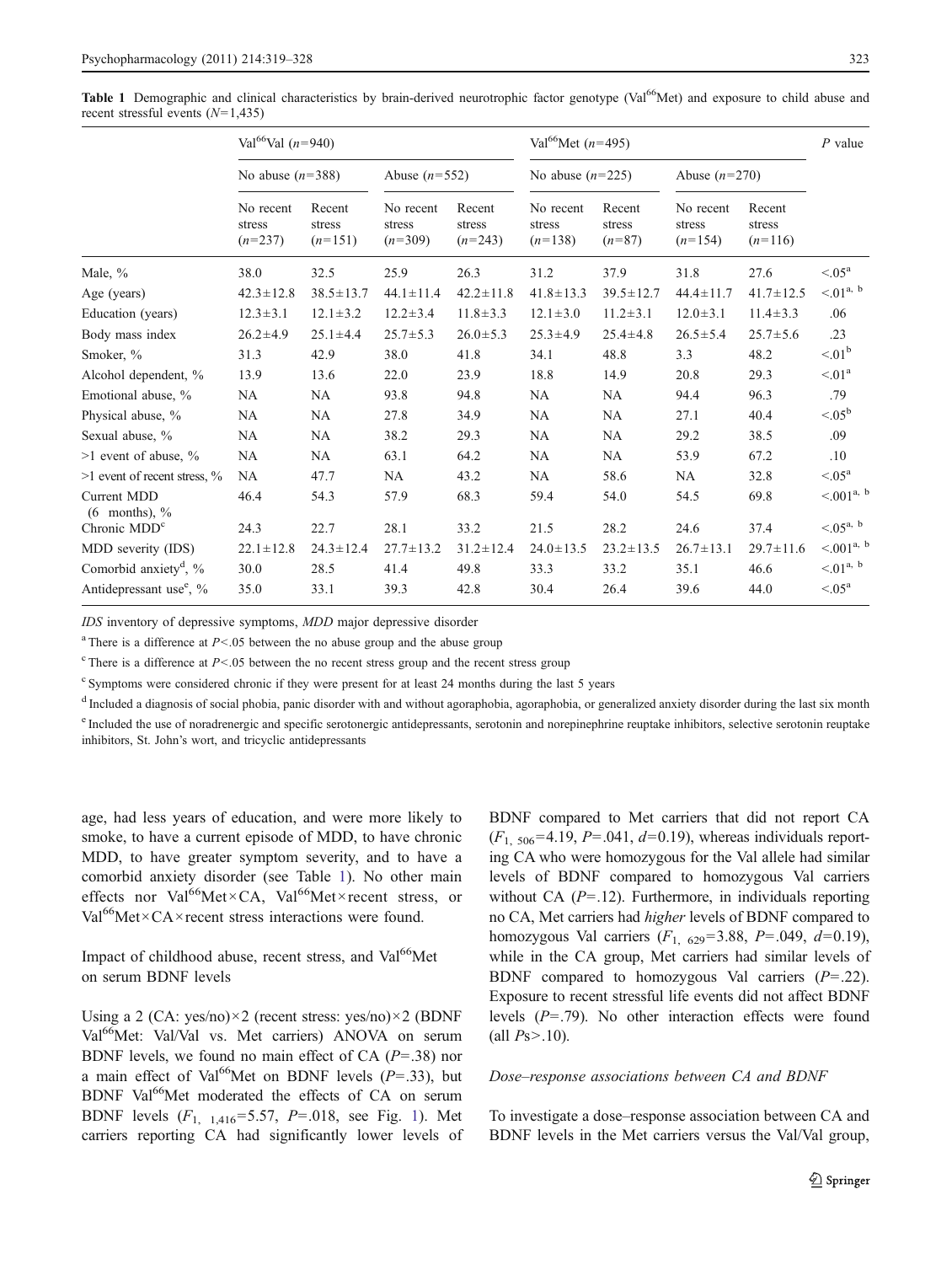**Table 1** Demographic and clinical characteristics by brain-derived neurotrophic factor genotype (Val[66]Met) and exposure to child abuse and recent stressful events ($N$=1,435)

| | Val[66]Val ($n$=940) | | | | Val[66]Met ($n$=495) | | | | $P$ value |
|---|---|---|---|---|---|---|---|---|---|
| | No abuse ($n$=388) | | Abuse ($n$=552) | | No abuse ($n$=225) | | Abuse ($n$=270) | | |
| | No recent stress ($n$=237) | Recent stress ($n$=151) | No recent stress ($n$=309) | Recent stress ($n$=243) | No recent stress ($n$=138) | Recent stress ($n$=87) | No recent stress ($n$=154) | Recent stress ($n$=116) | |
| Male, % | 38.0 | 32.5 | 25.9 | 26.3 | 31.2 | 37.9 | 31.8 | 27.6 | <.05[a] |
| Age (years) | 42.3±12.8 | 38.5±13.7 | 44.1±11.4 | 42.2±11.8 | 41.8±13.3 | 39.5±12.7 | 44.4±11.7 | 41.7±12.5 | <.01[a, b] |
| Education (years) | 12.3±3.1 | 12.1±3.2 | 12.2±3.4 | 11.8±3.3 | 12.1±3.0 | 11.2±3.1 | 12.0±3.1 | 11.4±3.3 | .06 |
| Body mass index | 26.2±4.9 | 25.1±4.4 | 25.7±5.3 | 26.0±5.3 | 25.3±4.9 | 25.4±4.8 | 26.5±5.4 | 25.7±5.6 | .23 |
| Smoker, % | 31.3 | 42.9 | 38.0 | 41.8 | 34.1 | 48.8 | 3.3 | 48.2 | <.01[b] |
| Alcohol dependent, % | 13.9 | 13.6 | 22.0 | 23.9 | 18.8 | 14.9 | 20.8 | 29.3 | <.01[a] |
| Emotional abuse, % | NA | NA | 93.8 | 94.8 | NA | NA | 94.4 | 96.3 | .79 |
| Physical abuse, % | NA | NA | 27.8 | 34.9 | NA | NA | 27.1 | 40.4 | <.05[b] |
| Sexual abuse, % | NA | NA | 38.2 | 29.3 | NA | NA | 29.2 | 38.5 | .09 |
| >1 event of abuse, % | NA | NA | 63.1 | 64.2 | NA | NA | 53.9 | 67.2 | .10 |
| >1 event of recent stress, % | NA | 47.7 | NA | 43.2 | NA | 58.6 | NA | 32.8 | <.05[a] |
| Current MDD (6 months), % | 46.4 | 54.3 | 57.9 | 68.3 | 59.4 | 54.0 | 54.5 | 69.8 | <.001[a, b] |
| Chronic MDD[c] | 24.3 | 22.7 | 28.1 | 33.2 | 21.5 | 28.2 | 24.6 | 37.4 | <.05[a, b] |
| MDD severity (IDS) | 22.1±12.8 | 24.3±12.4 | 27.7±13.2 | 31.2±12.4 | 24.0±13.5 | 23.2±13.5 | 26.7±13.1 | 29.7±11.6 | <.001[a, b] |
| Comorbid anxiety[d], % | 30.0 | 28.5 | 41.4 | 49.8 | 33.3 | 33.2 | 35.1 | 46.6 | <.01[a, b] |
| Antidepressant use[e], % | 35.0 | 33.1 | 39.3 | 42.8 | 30.4 | 26.4 | 39.6 | 44.0 | <.05[a] |

*IDS* inventory of depressive symptoms, *MDD* major depressive disorder

[a] There is a difference at $P$<.05 between the no abuse group and the abuse group

[c] There is a difference at $P$<.05 between the no recent stress group and the recent stress group

[c] Symptoms were considered chronic if they were present for at least 24 months during the last 5 years

[d] Included a diagnosis of social phobia, panic disorder with and without agoraphobia, agoraphobia, or generalized anxiety disorder during the last six month

[e] Included the use of noradrenergic and specific serotonergic antidepressants, serotonin and norepinephrine reuptake inhibitors, selective serotonin reuptake inhibitors, St. John's wort, and tricyclic antidepressants

age, had less years of education, and were more likely to smoke, to have a current episode of MDD, to have chronic MDD, to have greater symptom severity, and to have a comorbid anxiety disorder (see Table 1). No other main effects nor Val[66]Met×CA, Val[66]Met×recent stress, or Val[66]Met×CA×recent stress interactions were found.

## Impact of childhood abuse, recent stress, and Val[66]Met on serum BDNF levels

Using a 2 (CA: yes/no)×2 (recent stress: yes/no)×2 (BDNF Val[66]Met: Val/Val vs. Met carriers) ANOVA on serum BDNF levels, we found no main effect of CA ($P$=.38) nor a main effect of Val[66]Met on BDNF levels ($P$=.33), but BDNF Val[66]Met moderated the effects of CA on serum BDNF levels ($F_{1,\ 1,416}$=5.57, $P$=.018, see Fig. 1). Met carriers reporting CA had significantly lower levels of BDNF compared to Met carriers that did not report CA ($F_{1,\ 506}$=4.19, $P$=.041, $d$=0.19), whereas individuals reporting CA who were homozygous for the Val allele had similar levels of BDNF compared to homozygous Val carriers without CA ($P$=.12). Furthermore, in individuals reporting no CA, Met carriers had *higher* levels of BDNF compared to homozygous Val carriers ($F_{1,\ 629}$=3.88, $P$=.049, $d$=0.19), while in the CA group, Met carriers had similar levels of BDNF compared to homozygous Val carriers ($P$=.22). Exposure to recent stressful life events did not affect BDNF levels ($P$=.79). No other interaction effects were found (all $P$s>.10).

### *Dose–response associations between CA and BDNF*

To investigate a dose–response association between CA and BDNF levels in the Met carriers versus the Val/Val group,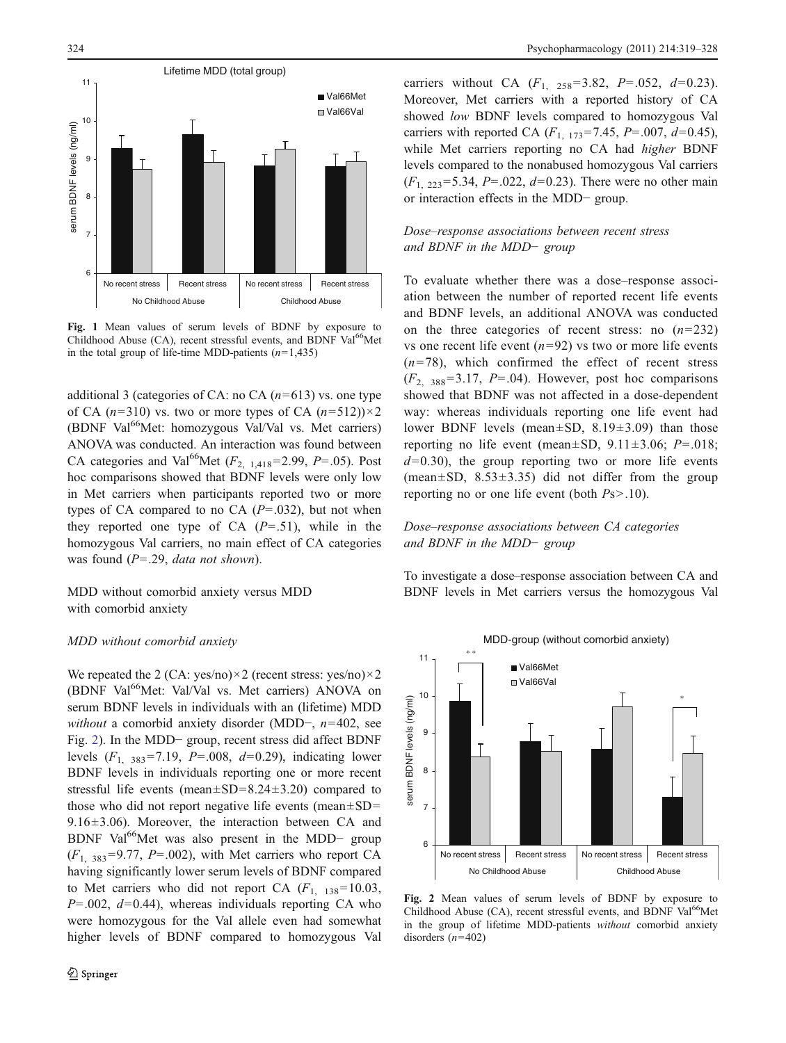Fig. 1 Mean values of serum levels of BDNF by exposure to Childhood Abuse (CA), recent stressful events, and BDNF Val[66]Met in the total group of life-time MDD-patients ($n$=1,435)

additional 3 (categories of CA: no CA ($n$=613) vs. one type of CA ($n$=310) vs. two or more types of CA ($n$=512))×2 (BDNF Val[66]Met: homozygous Val/Val vs. Met carriers) ANOVA was conducted. An interaction was found between CA categories and Val[66]Met ($F_{2,\ 1,418}$=2.99, $P$=.05). Post hoc comparisons showed that BDNF levels were only low in Met carriers when participants reported two or more types of CA compared to no CA ($P$=.032), but not when they reported one type of CA ($P$=.51), while in the homozygous Val carriers, no main effect of CA categories was found ($P$=.29, *data not shown*).

## MDD without comorbid anxiety versus MDD with comorbid anxiety

### *MDD without comorbid anxiety*

We repeated the 2 (CA: yes/no)×2 (recent stress: yes/no)×2 (BDNF Val[66]Met: Val/Val vs. Met carriers) ANOVA on serum BDNF levels in individuals with an (lifetime) MDD *without* a comorbid anxiety disorder (MDD−, $n$=402, see Fig. 2). In the MDD− group, recent stress did affect BDNF levels ($F_{1,\ 383}$=7.19, $P$=.008, $d$=0.29), indicating lower BDNF levels in individuals reporting one or more recent stressful life events (mean±SD=8.24±3.20) compared to those who did not report negative life events (mean±SD= 9.16±3.06). Moreover, the interaction between CA and BDNF Val[66]Met was also present in the MDD− group ($F_{1,\ 383}$=9.77, $P$=.002), with Met carriers who report CA having significantly lower serum levels of BDNF compared to Met carriers who did not report CA ($F_{1,\ 138}$=10.03, $P$=.002, $d$=0.44), whereas individuals reporting CA who were homozygous for the Val allele even had somewhat higher levels of BDNF compared to homozygous Val carriers without CA ($F_{1,\ 258}$=3.82, $P$=.052, $d$=0.23). Moreover, Met carriers with a reported history of CA showed *low* BDNF levels compared to homozygous Val carriers with reported CA ($F_{1,\ 173}$=7.45, $P$=.007, $d$=0.45), while Met carriers reporting no CA had *higher* BDNF levels compared to the nonabused homozygous Val carriers ($F_{1,\ 223}$=5.34, $P$=.022, $d$=0.23). There were no other main or interaction effects in the MDD− group.

### *Dose–response associations between recent stress and BDNF in the MDD− group*

To evaluate whether there was a dose–response association between the number of reported recent life events and BDNF levels, an additional ANOVA was conducted on the three categories of recent stress: no ($n$=232) vs one recent life event ($n$=92) vs two or more life events ($n$=78), which confirmed the effect of recent stress ($F_{2,\ 388}$=3.17, $P$=.04). However, post hoc comparisons showed that BDNF was not affected in a dose-dependent way: whereas individuals reporting one life event had lower BDNF levels (mean±SD, 8.19±3.09) than those reporting no life event (mean±SD, 9.11±3.06; $P$=.018; $d$=0.30), the group reporting two or more life events (mean±SD, 8.53±3.35) did not differ from the group reporting no or one life event (both $P$s>.10).

### *Dose–response associations between CA categories and BDNF in the MDD− group*

To investigate a dose–response association between CA and BDNF levels in Met carriers versus the homozygous Val

Fig. 2 Mean values of serum levels of BDNF by exposure to Childhood Abuse (CA), recent stressful events, and BDNF Val[66]Met in the group of lifetime MDD-patients *without* comorbid anxiety disorders ($n$=402)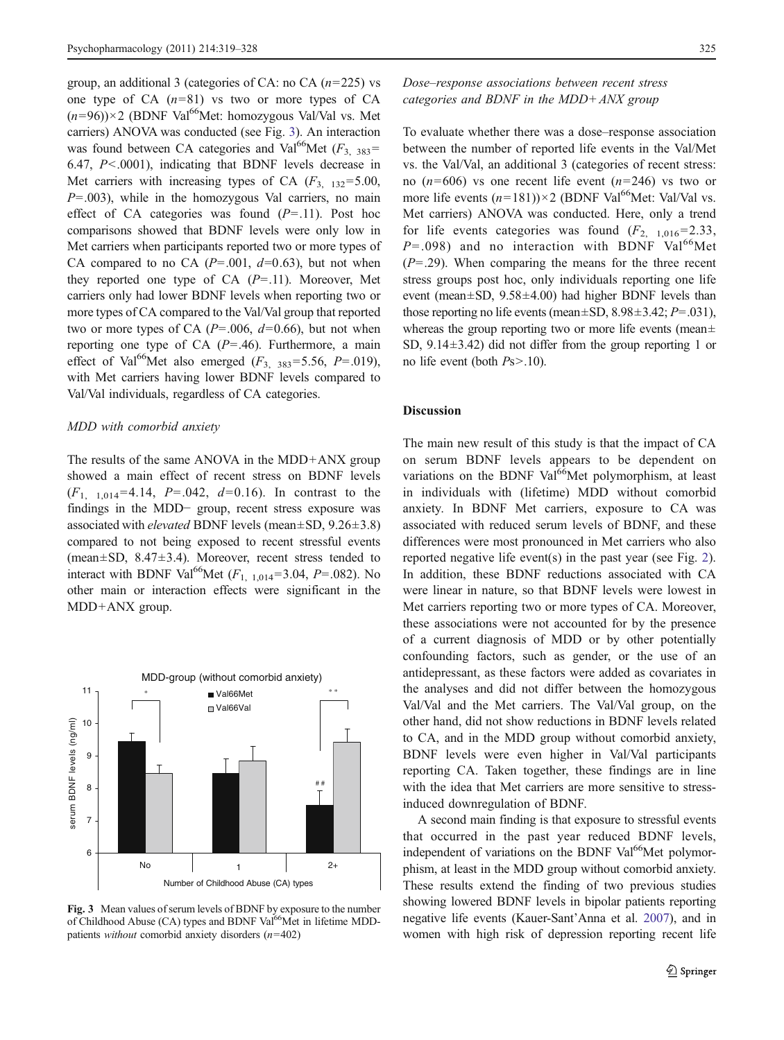group, an additional 3 (categories of CA: no CA ($n$=225) vs one type of CA ($n$=81) vs two or more types of CA ($n$=96))×2 (BDNF Val[66]Met: homozygous Val/Val vs. Met carriers) ANOVA was conducted (see Fig. 3). An interaction was found between CA categories and Val[66]Met ($F_{3,\ 383}$= 6.47, $P$<.0001), indicating that BDNF levels decrease in Met carriers with increasing types of CA ($F_{3,\ 132}$=5.00, $P$=.003), while in the homozygous Val carriers, no main effect of CA categories was found ($P$=.11). Post hoc comparisons showed that BDNF levels were only low in Met carriers when participants reported two or more types of CA compared to no CA ($P$=.001, $d$=0.63), but not when they reported one type of CA ($P$=.11). Moreover, Met carriers only had lower BDNF levels when reporting two or more types of CA compared to the Val/Val group that reported two or more types of CA ($P$=.006, $d$=0.66), but not when reporting one type of CA ($P$=.46). Furthermore, a main effect of Val[66]Met also emerged ($F_{3,\ 383}$=5.56, $P$=.019), with Met carriers having lower BDNF levels compared to Val/Val individuals, regardless of CA categories.

### *MDD with comorbid anxiety*

The results of the same ANOVA in the MDD+ANX group showed a main effect of recent stress on BDNF levels ($F_{1,\ 1{,}014}$=4.14, $P$=.042, $d$=0.16). In contrast to the findings in the MDD− group, recent stress exposure was associated with *elevated* BDNF levels (mean±SD, 9.26±3.8) compared to not being exposed to recent stressful events (mean±SD, 8.47±3.4). Moreover, recent stress tended to interact with BDNF Val[66]Met ($F_{1,\ 1{,}014}$=3.04, $P$=.082). No other main or interaction effects were significant in the MDD+ANX group.

**Fig. 3** Mean values of serum levels of BDNF by exposure to the number of Childhood Abuse (CA) types and BDNF Val[66]Met in lifetime MDD-patients *without* comorbid anxiety disorders ($n$=402)

### *Dose–response associations between recent stress categories and BDNF in the MDD+ANX group*

To evaluate whether there was a dose–response association between the number of reported life events in the Val/Met vs. the Val/Val, an additional 3 (categories of recent stress: no ($n$=606) vs one recent life event ($n$=246) vs two or more life events ($n$=181))×2 (BDNF Val[66]Met: Val/Val vs. Met carriers) ANOVA was conducted. Here, only a trend for life events categories was found ($F_{2,\ 1{,}016}$=2.33, $P$=.098) and no interaction with BDNF Val[66]Met ($P$=.29). When comparing the means for the three recent stress groups post hoc, only individuals reporting one life event (mean±SD, 9.58±4.00) had higher BDNF levels than those reporting no life events (mean±SD, 8.98±3.42; $P$=.031), whereas the group reporting two or more life events (mean± SD, 9.14±3.42) did not differ from the group reporting 1 or no life event (both $P$s>.10).

## Discussion

The main new result of this study is that the impact of CA on serum BDNF levels appears to be dependent on variations on the BDNF Val[66]Met polymorphism, at least in individuals with (lifetime) MDD without comorbid anxiety. In BDNF Met carriers, exposure to CA was associated with reduced serum levels of BDNF, and these differences were most pronounced in Met carriers who also reported negative life event(s) in the past year (see Fig. 2). In addition, these BDNF reductions associated with CA were linear in nature, so that BDNF levels were lowest in Met carriers reporting two or more types of CA. Moreover, these associations were not accounted for by the presence of a current diagnosis of MDD or by other potentially confounding factors, such as gender, or the use of an antidepressant, as these factors were added as covariates in the analyses and did not differ between the homozygous Val/Val and the Met carriers. The Val/Val group, on the other hand, did not show reductions in BDNF levels related to CA, and in the MDD group without comorbid anxiety, BDNF levels were even higher in Val/Val participants reporting CA. Taken together, these findings are in line with the idea that Met carriers are more sensitive to stress-induced downregulation of BDNF.

A second main finding is that exposure to stressful events that occurred in the past year reduced BDNF levels, independent of variations on the BDNF Val[66]Met polymorphism, at least in the MDD group without comorbid anxiety. These results extend the finding of two previous studies showing lowered BDNF levels in bipolar patients reporting negative life events (Kauer-Sant'Anna et al. 2007), and in women with high risk of depression reporting recent life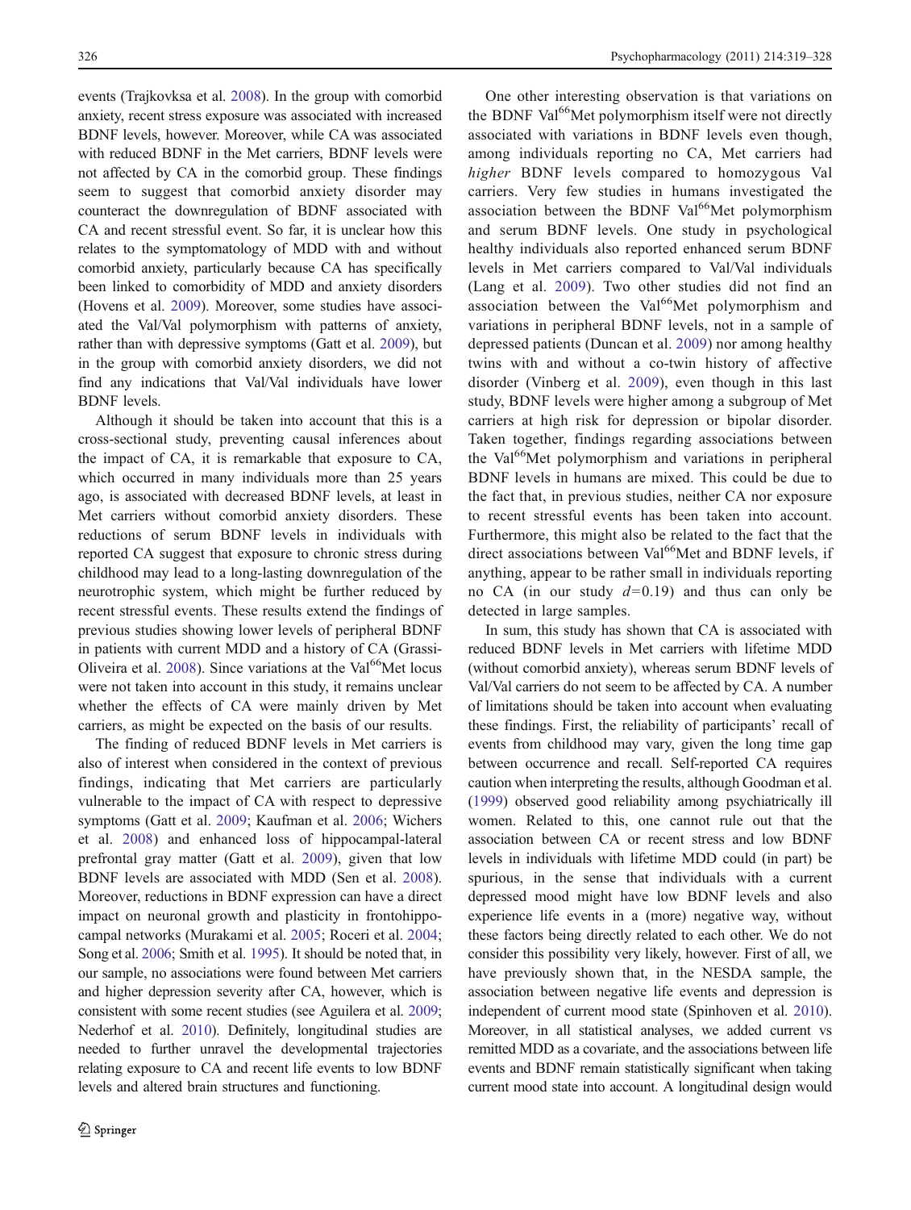events (Trajkovksa et al. 2008). In the group with comorbid anxiety, recent stress exposure was associated with increased BDNF levels, however. Moreover, while CA was associated with reduced BDNF in the Met carriers, BDNF levels were not affected by CA in the comorbid group. These findings seem to suggest that comorbid anxiety disorder may counteract the downregulation of BDNF associated with CA and recent stressful event. So far, it is unclear how this relates to the symptomatology of MDD with and without comorbid anxiety, particularly because CA has specifically been linked to comorbidity of MDD and anxiety disorders (Hovens et al. 2009). Moreover, some studies have associated the Val/Val polymorphism with patterns of anxiety, rather than with depressive symptoms (Gatt et al. 2009), but in the group with comorbid anxiety disorders, we did not find any indications that Val/Val individuals have lower BDNF levels.

Although it should be taken into account that this is a cross-sectional study, preventing causal inferences about the impact of CA, it is remarkable that exposure to CA, which occurred in many individuals more than 25 years ago, is associated with decreased BDNF levels, at least in Met carriers without comorbid anxiety disorders. These reductions of serum BDNF levels in individuals with reported CA suggest that exposure to chronic stress during childhood may lead to a long-lasting downregulation of the neurotrophic system, which might be further reduced by recent stressful events. These results extend the findings of previous studies showing lower levels of peripheral BDNF in patients with current MDD and a history of CA (Grassi-Oliveira et al. 2008). Since variations at the Val[66]Met locus were not taken into account in this study, it remains unclear whether the effects of CA were mainly driven by Met carriers, as might be expected on the basis of our results.

The finding of reduced BDNF levels in Met carriers is also of interest when considered in the context of previous findings, indicating that Met carriers are particularly vulnerable to the impact of CA with respect to depressive symptoms (Gatt et al. 2009; Kaufman et al. 2006; Wichers et al. 2008) and enhanced loss of hippocampal-lateral prefrontal gray matter (Gatt et al. 2009), given that low BDNF levels are associated with MDD (Sen et al. 2008). Moreover, reductions in BDNF expression can have a direct impact on neuronal growth and plasticity in frontohippocampal networks (Murakami et al. 2005; Roceri et al. 2004; Song et al. 2006; Smith et al. 1995). It should be noted that, in our sample, no associations were found between Met carriers and higher depression severity after CA, however, which is consistent with some recent studies (see Aguilera et al. 2009; Nederhof et al. 2010). Definitely, longitudinal studies are needed to further unravel the developmental trajectories relating exposure to CA and recent life events to low BDNF levels and altered brain structures and functioning.

One other interesting observation is that variations on the BDNF Val[66]Met polymorphism itself were not directly associated with variations in BDNF levels even though, among individuals reporting no CA, Met carriers had *higher* BDNF levels compared to homozygous Val carriers. Very few studies in humans investigated the association between the BDNF Val[66]Met polymorphism and serum BDNF levels. One study in psychological healthy individuals also reported enhanced serum BDNF levels in Met carriers compared to Val/Val individuals (Lang et al. 2009). Two other studies did not find an association between the Val[66]Met polymorphism and variations in peripheral BDNF levels, not in a sample of depressed patients (Duncan et al. 2009) nor among healthy twins with and without a co-twin history of affective disorder (Vinberg et al. 2009), even though in this last study, BDNF levels were higher among a subgroup of Met carriers at high risk for depression or bipolar disorder. Taken together, findings regarding associations between the Val[66]Met polymorphism and variations in peripheral BDNF levels in humans are mixed. This could be due to the fact that, in previous studies, neither CA nor exposure to recent stressful events has been taken into account. Furthermore, this might also be related to the fact that the direct associations between Val[66]Met and BDNF levels, if anything, appear to be rather small in individuals reporting no CA (in our study $d=0.19$) and thus can only be detected in large samples.

In sum, this study has shown that CA is associated with reduced BDNF levels in Met carriers with lifetime MDD (without comorbid anxiety), whereas serum BDNF levels of Val/Val carriers do not seem to be affected by CA. A number of limitations should be taken into account when evaluating these findings. First, the reliability of participants' recall of events from childhood may vary, given the long time gap between occurrence and recall. Self-reported CA requires caution when interpreting the results, although Goodman et al. (1999) observed good reliability among psychiatrically ill women. Related to this, one cannot rule out that the association between CA or recent stress and low BDNF levels in individuals with lifetime MDD could (in part) be spurious, in the sense that individuals with a current depressed mood might have low BDNF levels and also experience life events in a (more) negative way, without these factors being directly related to each other. We do not consider this possibility very likely, however. First of all, we have previously shown that, in the NESDA sample, the association between negative life events and depression is independent of current mood state (Spinhoven et al. 2010). Moreover, in all statistical analyses, we added current vs remitted MDD as a covariate, and the associations between life events and BDNF remain statistically significant when taking current mood state into account. A longitudinal design would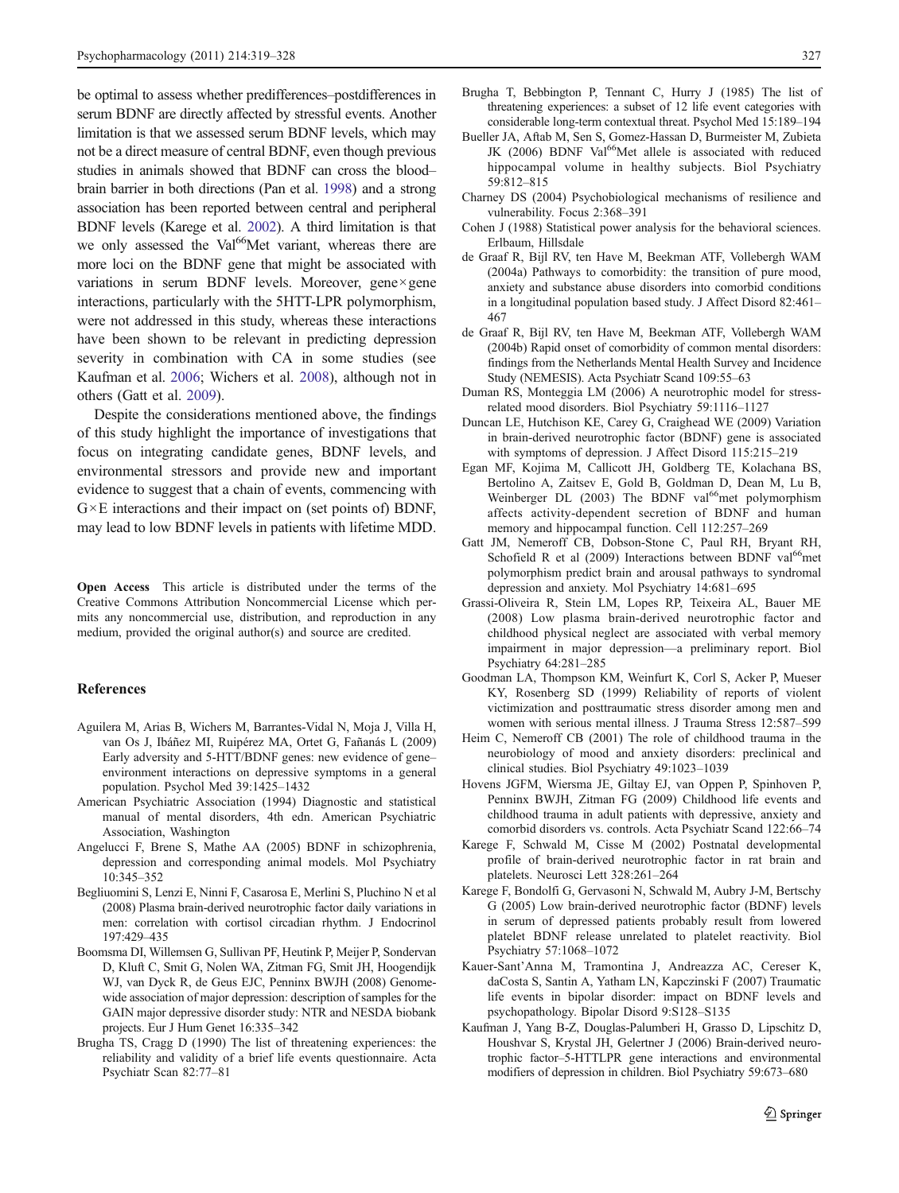be optimal to assess whether predifferences–postdifferences in serum BDNF are directly affected by stressful events. Another limitation is that we assessed serum BDNF levels, which may not be a direct measure of central BDNF, even though previous studies in animals showed that BDNF can cross the blood–brain barrier in both directions (Pan et al. 1998) and a strong association has been reported between central and peripheral BDNF levels (Karege et al. 2002). A third limitation is that we only assessed the Val[66]Met variant, whereas there are more loci on the BDNF gene that might be associated with variations in serum BDNF levels. Moreover, gene × gene interactions, particularly with the 5HTT-LPR polymorphism, were not addressed in this study, whereas these interactions have been shown to be relevant in predicting depression severity in combination with CA in some studies (see Kaufman et al. 2006; Wichers et al. 2008), although not in others (Gatt et al. 2009).

Despite the considerations mentioned above, the findings of this study highlight the importance of investigations that focus on integrating candidate genes, BDNF levels, and environmental stressors and provide new and important evidence to suggest that a chain of events, commencing with G × E interactions and their impact on (set points of) BDNF, may lead to low BDNF levels in patients with lifetime MDD.

**Open Access** This article is distributed under the terms of the Creative Commons Attribution Noncommercial License which permits any noncommercial use, distribution, and reproduction in any medium, provided the original author(s) and source are credited.

## References

- Aguilera M, Arias B, Wichers M, Barrantes-Vidal N, Moja J, Villa H, van Os J, Ibáñez MI, Ruipérez MA, Ortet G, Fañanás L (2009) Early adversity and 5-HTT/BDNF genes: new evidence of gene–environment interactions on depressive symptoms in a general population. Psychol Med 39:1425–1432
- American Psychiatric Association (1994) Diagnostic and statistical manual of mental disorders, 4th edn. American Psychiatric Association, Washington
- Angelucci F, Brene S, Mathe AA (2005) BDNF in schizophrenia, depression and corresponding animal models. Mol Psychiatry 10:345–352
- Begliuomini S, Lenzi E, Ninni F, Casarosa E, Merlini S, Pluchino N et al (2008) Plasma brain-derived neurotrophic factor daily variations in men: correlation with cortisol circadian rhythm. J Endocrinol 197:429–435
- Boomsma DI, Willemsen G, Sullivan PF, Heutink P, Meijer P, Sondervan D, Kluft C, Smit G, Nolen WA, Zitman FG, Smit JH, Hoogendijk WJ, van Dyck R, de Geus EJC, Penninx BWJH (2008) Genome-wide association of major depression: description of samples for the GAIN major depressive disorder study: NTR and NESDA biobank projects. Eur J Hum Genet 16:335–342
- Brugha TS, Cragg D (1990) The list of threatening experiences: the reliability and validity of a brief life events questionnaire. Acta Psychiatr Scan 82:77–81
- Brugha T, Bebbington P, Tennant C, Hurry J (1985) The list of threatening experiences: a subset of 12 life event categories with considerable long-term contextual threat. Psychol Med 15:189–194
- Bueller JA, Aftab M, Sen S, Gomez-Hassan D, Burmeister M, Zubieta JK (2006) BDNF Val[66]Met allele is associated with reduced hippocampal volume in healthy subjects. Biol Psychiatry 59:812–815
- Charney DS (2004) Psychobiological mechanisms of resilience and vulnerability. Focus 2:368–391
- Cohen J (1988) Statistical power analysis for the behavioral sciences. Erlbaum, Hillsdale
- de Graaf R, Bijl RV, ten Have M, Beekman ATF, Vollebergh WAM (2004a) Pathways to comorbidity: the transition of pure mood, anxiety and substance abuse disorders into comorbid conditions in a longitudinal population based study. J Affect Disord 82:461–467
- de Graaf R, Bijl RV, ten Have M, Beekman ATF, Vollebergh WAM (2004b) Rapid onset of comorbidity of common mental disorders: findings from the Netherlands Mental Health Survey and Incidence Study (NEMESIS). Acta Psychiatr Scand 109:55–63
- Duman RS, Monteggia LM (2006) A neurotrophic model for stress-related mood disorders. Biol Psychiatry 59:1116–1127
- Duncan LE, Hutchison KE, Carey G, Craighead WE (2009) Variation in brain-derived neurotrophic factor (BDNF) gene is associated with symptoms of depression. J Affect Disord 115:215–219
- Egan MF, Kojima M, Callicott JH, Goldberg TE, Kolachana BS, Bertolino A, Zaitsev E, Gold B, Goldman D, Dean M, Lu B, Weinberger DL (2003) The BDNF val[66]met polymorphism affects activity-dependent secretion of BDNF and human memory and hippocampal function. Cell 112:257–269
- Gatt JM, Nemeroff CB, Dobson-Stone C, Paul RH, Bryant RH, Schofield R et al (2009) Interactions between BDNF val[66]met polymorphism predict brain and arousal pathways to syndromal depression and anxiety. Mol Psychiatry 14:681–695
- Grassi-Oliveira R, Stein LM, Lopes RP, Teixeira AL, Bauer ME (2008) Low plasma brain-derived neurotrophic factor and childhood physical neglect are associated with verbal memory impairment in major depression—a preliminary report. Biol Psychiatry 64:281–285
- Goodman LA, Thompson KM, Weinfurt K, Corl S, Acker P, Mueser KY, Rosenberg SD (1999) Reliability of reports of violent victimization and posttraumatic stress disorder among men and women with serious mental illness. J Trauma Stress 12:587–599
- Heim C, Nemeroff CB (2001) The role of childhood trauma in the neurobiology of mood and anxiety disorders: preclinical and clinical studies. Biol Psychiatry 49:1023–1039
- Hovens JGFM, Wiersma JE, Giltay EJ, van Oppen P, Spinhoven P, Penninx BWJH, Zitman FG (2009) Childhood life events and childhood trauma in adult patients with depressive, anxiety and comorbid disorders vs. controls. Acta Psychiatr Scand 122:66–74
- Karege F, Schwald M, Cisse M (2002) Postnatal developmental profile of brain-derived neurotrophic factor in rat brain and platelets. Neurosci Lett 328:261–264
- Karege F, Bondolfi G, Gervasoni N, Schwald M, Aubry J-M, Bertschy G (2005) Low brain-derived neurotrophic factor (BDNF) levels in serum of depressed patients probably result from lowered platelet BDNF release unrelated to platelet reactivity. Biol Psychiatry 57:1068–1072
- Kauer-Sant'Anna M, Tramontina J, Andreazza AC, Cereser K, daCosta S, Santin A, Yatham LN, Kapczinski F (2007) Traumatic life events in bipolar disorder: impact on BDNF levels and psychopathology. Bipolar Disord 9:S128–S135
- Kaufman J, Yang B-Z, Douglas-Palumberi H, Grasso D, Lipschitz D, Houshvar S, Krystal JH, Gelertner J (2006) Brain-derived neurotrophic factor–5-HTTLPR gene interactions and environmental modifiers of depression in children. Biol Psychiatry 59:673–680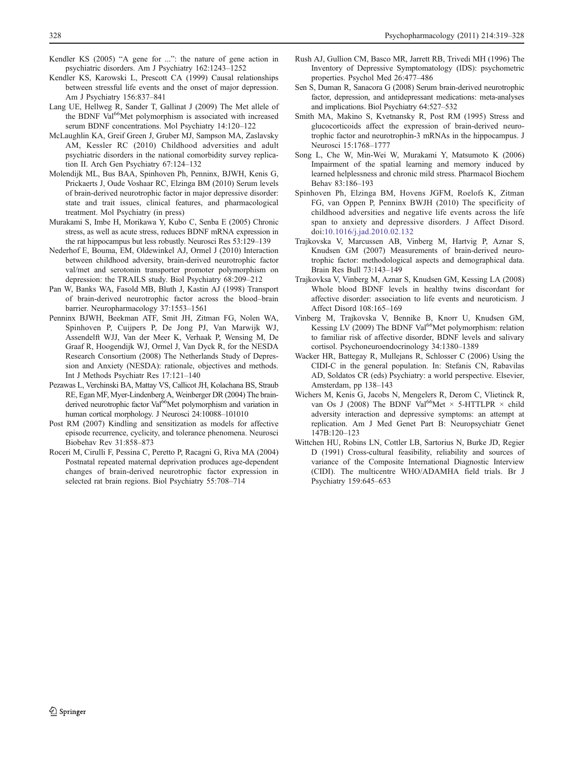Kendler KS (2005) "A gene for ...": the nature of gene action in psychiatric disorders. Am J Psychiatry 162:1243–1252

Kendler KS, Karowski L, Prescott CA (1999) Causal relationships between stressful life events and the onset of major depression. Am J Psychiatry 156:837–841

Lang UE, Hellweg R, Sander T, Gallinat J (2009) The Met allele of the BDNF Val[66]Met polymorphism is associated with increased serum BDNF concentrations. Mol Psychiatry 14:120–122

McLaughlin KA, Greif Green J, Gruber MJ, Sampson MA, Zaslavsky AM, Kessler RC (2010) Childhood adversities and adult psychiatric disorders in the national comorbidity survey replication II. Arch Gen Psychiatry 67:124–132

Molendijk ML, Bus BAA, Spinhoven Ph, Penninx, BJWH, Kenis G, Prickaerts J, Oude Voshaar RC, Elzinga BM (2010) Serum levels of brain-derived neurotrophic factor in major depressive disorder: state and trait issues, clinical features, and pharmacological treatment. Mol Psychiatry (in press)

Murakami S, Imbe H, Morikawa Y, Kubo C, Senba E (2005) Chronic stress, as well as acute stress, reduces BDNF mRNA expression in the rat hippocampus but less robustly. Neurosci Res 53:129–139

Nederhof E, Bouma, EM, Oldewinkel AJ, Ormel J (2010) Interaction between childhood adversity, brain-derived neurotrophic factor val/met and serotonin transporter promoter polymorphism on depression: the TRAILS study. Biol Psychiatry 68:209–212

Pan W, Banks WA, Fasold MB, Bluth J, Kastin AJ (1998) Transport of brain-derived neurotrophic factor across the blood–brain barrier. Neuropharmacology 37:1553–1561

Penninx BJWH, Beekman ATF, Smit JH, Zitman FG, Nolen WA, Spinhoven P, Cuijpers P, De Jong PJ, Van Marwijk WJ, Assendelft WJJ, Van der Meer K, Verhaak P, Wensing M, De Graaf R, Hoogendijk WJ, Ormel J, Van Dyck R, for the NESDA Research Consortium (2008) The Netherlands Study of Depression and Anxiety (NESDA): rationale, objectives and methods. Int J Methods Psychiatr Res 17:121–140

Pezawas L, Verchinski BA, Mattay VS, Callicot JH, Kolachana BS, Straub RE, Egan MF, Myer-Lindenberg A, Weinberger DR (2004) The brain-derived neurotrophic factor Val[66]Met polymorphism and variation in human cortical morphology. J Neurosci 24:10088–101010

Post RM (2007) Kindling and sensitization as models for affective episode recurrence, cyclicity, and tolerance phenomena. Neurosci Biobehav Rev 31:858–873

Roceri M, Cirulli F, Pessina C, Peretto P, Racagni G, Riva MA (2004) Postnatal repeated maternal deprivation produces age-dependent changes of brain-derived neurotrophic factor expression in selected rat brain regions. Biol Psychiatry 55:708–714

Rush AJ, Gullion CM, Basco MR, Jarrett RB, Trivedi MH (1996) The Inventory of Depressive Symptomatology (IDS): psychometric properties. Psychol Med 26:477–486

Sen S, Duman R, Sanacora G (2008) Serum brain-derived neurotrophic factor, depression, and antidepressant medications: meta-analyses and implications. Biol Psychiatry 64:527–532

Smith MA, Makino S, Kvetnansky R, Post RM (1995) Stress and glucocorticoids affect the expression of brain-derived neurotrophic factor and neurotrophin-3 mRNAs in the hippocampus. J Neurosci 15:1768–1777

Song L, Che W, Min-Wei W, Murakami Y, Matsumoto K (2006) Impairment of the spatial learning and memory induced by learned helplessness and chronic mild stress. Pharmacol Biochem Behav 83:186–193

Spinhoven Ph, Elzinga BM, Hovens JGFM, Roelofs K, Zitman FG, van Oppen P, Penninx BWJH (2010) The specificity of childhood adversities and negative life events across the life span to anxiety and depressive disorders. J Affect Disord. doi:10.1016/j.jad.2010.02.132

Trajkovska V, Marcussen AB, Vinberg M, Hartvig P, Aznar S, Knudsen GM (2007) Measurements of brain-derived neurotrophic factor: methodological aspects and demographical data. Brain Res Bull 73:143–149

Trajkovksa V, Vinberg M, Aznar S, Knudsen GM, Kessing LA (2008) Whole blood BDNF levels in healthy twins discordant for affective disorder: association to life events and neuroticism. J Affect Disord 108:165–169

Vinberg M, Trajkovska V, Bennike B, Knorr U, Knudsen GM, Kessing LV (2009) The BDNF Val[66]Met polymorphism: relation to familiar risk of affective disorder, BDNF levels and salivary cortisol. Psychoneuroendocrinology 34:1380–1389

Wacker HR, Battegay R, Mullejans R, Schlosser C (2006) Using the CIDI-C in the general population. In: Stefanis CN, Rabavilas AD, Soldatos CR (eds) Psychiatry: a world perspective. Elsevier, Amsterdam, pp 138–143

Wichers M, Kenis G, Jacobs N, Mengelers R, Derom C, Vlietinck R, van Os J (2008) The BDNF Val[66]Met × 5-HTTLPR × child adversity interaction and depressive symptoms: an attempt at replication. Am J Med Genet Part B: Neuropsychiatr Genet 147B:120–123

Wittchen HU, Robins LN, Cottler LB, Sartorius N, Burke JD, Regier D (1991) Cross-cultural feasibility, reliability and sources of variance of the Composite International Diagnostic Interview (CIDI). The multicentre WHO/ADAMHA field trials. Br J Psychiatry 159:645–653